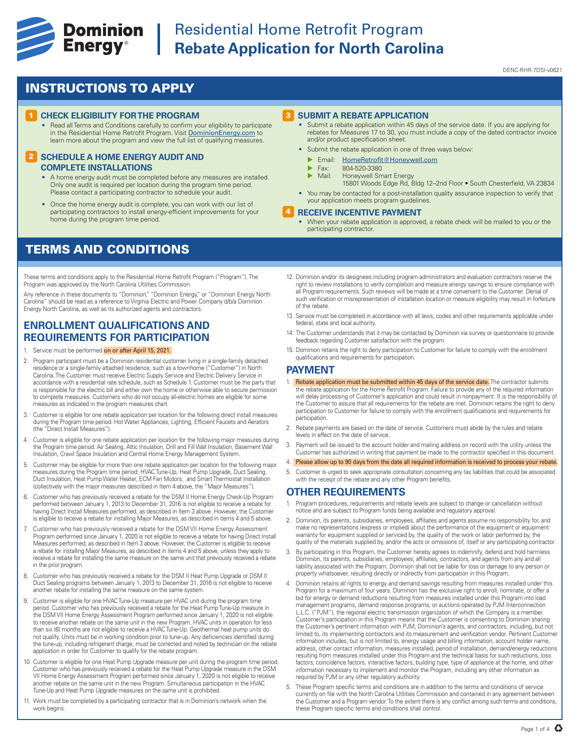# Residential Home Retrofit Program
# **Rebate Application for North Carolina**

DENC-RHR-7DSI-v0621

## INSTRUCTIONS TO APPLY

### 1 CHECK ELIGIBILITY FOR THE PROGRAM

- Read all Terms and Conditions carefully to confirm your eligibility to participate in the Residential Home Retrofit Program. Visit DominionEnergy.com to learn more about the program and view the full list of qualifying measures.

### 2 SCHEDULE A HOME ENERGY AUDIT AND COMPLETE INSTALLATIONS

- A home energy audit must be completed before any measures are installed. Only one audit is required per location during the program time period. Please contact a participating contractor to schedule your audit.
- Once the home energy audit is complete, you can work with our list of participating contractors to install energy-efficient improvements for your home during the program time period.

### 3 SUBMIT A REBATE APPLICATION

- Submit a rebate application within 45 days of the service date. If you are applying for rebates for Measures 17 to 30, you must include a copy of the dated contractor invoice and/or product specification sheet.
- Submit the rebate application in one of three ways below:
  - Email: HomeRetrofit@Honeywell.com
  - Fax: 804-520-3380
  - Mail: Honeywell Smart Energy
    15801 Woods Edge Rd, Bldg 12–2nd Floor • South Chesterfield, VA 23834
- You may be contacted for a post-installation quality assurance inspection to verify that your application meets program guidelines.

### 4 RECEIVE INCENTIVE PAYMENT

- When your rebate application is approved, a rebate check will be mailed to you or the participating contractor.

## TERMS AND CONDITIONS

These terms and conditions apply to the Residential Home Retrofit Program ("Program"). The Program was approved by the North Carolina Utilities Commission.

Any reference in these documents to "Dominion," "Dominion Energy," or "Dominion Energy North Carolina" should be read as a reference to Virginia Electric and Power Company d/b/a Dominion Energy North Carolina, as well as its authorized agents and contractors.

### ENROLLMENT QUALIFICATIONS AND REQUIREMENTS FOR PARTICIPATION

1. Service must be performed on or after April 15, 2021.
2. Program participant must be a Dominion residential customer living in a single-family detached residence or a single-family attached residence, such as a townhome ("Customer") in North Carolina. The Customer must receive Electric Supply Service and Electric Delivery Service in accordance with a residential rate schedule, such as Schedule 1. Customer must be the party that is responsible for the electric bill and either own the home or otherwise able to secure permission to complete measures. Customers who do not occupy all-electric homes are eligible for some measures as indicated in the program measures chart.
3. Customer is eligible for one rebate application per location for the following direct install measures during the Program time period: Hot Water Appliances, Lighting, Efficient Faucets and Aerators (the "Direct Install Measures").
4. Customer is eligible for one rebate application per location for the following major measures during the Program time period: Air Sealing, Attic Insulation, Drill and Fill Wall Insulation, Basement Wall Insulation, Crawl Space Insulation and Central Home Energy Management System.
5. Customer may be eligible for more than one rebate application per location for the following major measures during the Program time period: HVAC Tune-Up, Heat Pump Upgrade, Duct Sealing, Duct Insulation, Heat Pump Water Heater, ECM Fan Motors, and Smart Thermostat Installation (collectively with the major measures described in Item 4 above, the "Major Measures").
6. Customer who has previously received a rebate for the DSM II Home Energy Check-Up Program performed between January 1, 2013 to December 31, 2016 is not eligible to receive a rebate for having Direct Install Measures performed, as described in Item 3 above. However, the Customer is eligible to receive a rebate for installing Major Measures, as described in items 4 and 5 above.
7. Customer who has previously received a rebate for the DSM VII Home Energy Assessment Program performed since January 1, 2020 is not eligible to receive a rebate for having Direct Install Measures performed, as described in Item 3 above. However, the Customer is eligible to receive a rebate for installing Major Measures, as described in items 4 and 5 above, unless they apply to receive a rebate for installing the same measure on the same unit that previously received a rebate in the prior program.
8. Customer who has previously received a rebate for the DSM II Heat Pump Upgrade or DSM II Duct Sealing programs between January 1, 2013 to December 31, 2016 is not eligible to receive another rebate for installing the same measure on the same system.
9. Customer is eligible for one HVAC Tune-Up measure per HVAC unit during the program time period. Customer who has previously received a rebate for the Heat Pump Tune-Up measure in the DSM VII Home Energy Assessment Program performed since January 1, 2020 is not eligible to receive another rebate on the same unit in the new Program. HVAC units in operation for less than six (6) months are not eligible to receive a HVAC Tune-Up. Geothermal heat pump units do not qualify. Units must be in working condition prior to tune-up. Any deficiencies identified during the tune-up, including refrigerant charge, must be corrected and noted by technician on the rebate application in order for Customer to qualify for the rebate program.
10. Customer is eligible for one Heat Pump Upgrade measure per unit during the program time period. Customer who has previously received a rebate for the Heat Pump Upgrade measure in the DSM VII Home Energy Assessment Program performed since January 1, 2020 is not eligible to receive another rebate on the same unit in the new Program. Simultaneous participation in the HVAC Tune-Up and Heat Pump Upgrade measures on the same unit is prohibited.
11. Work must be completed by a participating contractor that is in Dominion's network when the work begins.
12. Dominion and/or its designees including program administrators and evaluation contractors reserve the right to review installations to verify completion and measure energy savings to ensure compliance with all Program requirements. Such reviews will be made at a time convenient to the Customer. Denial of such verification or misrepresentation of installation location or measure eligibility may result in forfeiture of the rebate.
13. Service must be completed in accordance with all laws, codes and other requirements applicable under federal, state and local authority.
14. The Customer understands that it may be contacted by Dominion via survey or questionnaire to provide feedback regarding Customer satisfaction with the program.
15. Dominion retains the right to deny participation to Customer for failure to comply with the enrollment qualifications and requirements for participation.

### PAYMENT

1. Rebate application must be submitted within 45 days of the service date. The contractor submits the rebate application for the Home Retrofit Program. Failure to provide any of the required information will delay processing of Customer's application and could result in nonpayment. It is the responsibility of the Customer to assure that all requirements for the rebate are met. Dominion retains the right to deny participation to Customer for failure to comply with the enrollment qualifications and requirements for participation.
2. Rebate payments are based on the date of service. Customers must abide by the rules and rebate levels in effect on the date of service.
3. Payment will be issued to the account holder and mailing address on record with the utility unless the Customer has authorized in writing that payment be made to the contractor specified in this document.
4. Please allow up to 90 days from the date all required information is received to process your rebate.
5. Customer is urged to seek appropriate consultation concerning any tax liabilities that could be associated with the receipt of the rebate and any other Program benefits.

### OTHER REQUIREMENTS

1. Program procedures, requirements and rebate levels are subject to change or cancellation without notice and are subject to Program funds being available and regulatory approval.
2. Dominion, its parents, subsidiaries, employees, affiliates and agents assume no responsibility for, and make no representations (express or implied) about the performance of the equipment or equipment warranty for equipment supplied or serviced by, the quality of the work or labor performed by, the quality of the materials supplied by, and/or the acts or omissions of, itself or any participating contractor.
3. By participating in this Program, the Customer hereby agrees to indemnify, defend and hold harmless Dominion, its parents, subsidiaries, employees, affiliates, contractors, and agents from any and all liability associated with the Program. Dominion shall not be liable for loss or damage to any person or property whatsoever, resulting directly or indirectly from participation in this Program.
4. Dominion retains all rights to energy and demand savings resulting from measures installed under this Program for a maximum of four years. Dominion has the exclusive right to enroll, nominate, or offer a bid for energy or demand reductions resulting from measures installed under this Program into load management programs, demand response programs, or auctions operated by PJM Interconnection L.L.C. ("PJM"), the regional electric transmission organization of which the Company is a member. Customer's participation in this Program means that the Customer is consenting to Dominion sharing the Customer's pertinent information with PJM, Dominion's agents, and contractors, including, but not limited to, its implementing contractors and its measurement and verification vendor. Pertinent Customer information includes, but is not limited to, energy usage and billing information, account holder name, address, other contact information, measures installed, period of installation, demand/energy reductions resulting from measures installed under this Program and the technical basis for such reductions, loss factors, coincidence factors, interactive factors, building type, type of appliance at the home, and other information necessary to implement and monitor the Program, including any other information as required by PJM or any other regulatory authority.
5. These Program specific terms and conditions are in addition to the terms and conditions of service currently on file with the North Carolina Utilities Commission and contained in any agreement between the Customer and a Program vendor. To the extent there is any conflict among such terms and conditions, these Program specific terms and conditions shall control.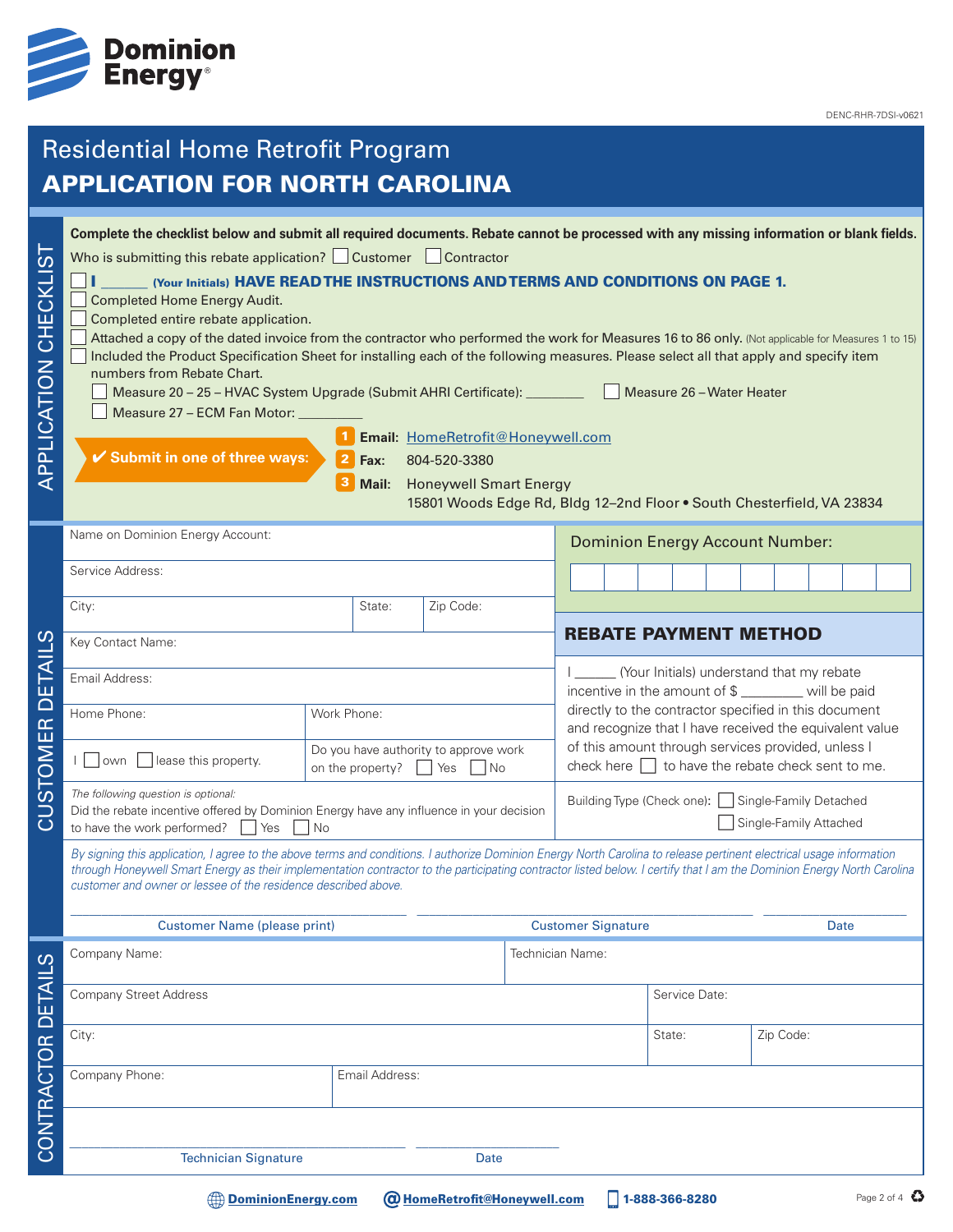DENC-RHR-7DSI-v0621

# Residential Home Retrofit Program

# APPLICATION FOR NORTH CAROLINA

## APPLICATION CHECKLIST

**Complete the checklist below and submit all required documents. Rebate cannot be processed with any missing information or blank fields.**

Who is submitting this rebate application? ☐ Customer ☐ Contractor

- ☐ **I ______ (Your Initials) HAVE READ THE INSTRUCTIONS AND TERMS AND CONDITIONS ON PAGE 1.**
- ☐ Completed Home Energy Audit.
- ☐ Completed entire rebate application.
- ☐ Attached a copy of the dated invoice from the contractor who performed the work for Measures 16 to 86 only. (Not applicable for Measures 1 to 15)
- ☐ Included the Product Specification Sheet for installing each of the following measures. Please select all that apply and specify item numbers from Rebate Chart.
  - ☐ Measure 20 – 25 – HVAC System Upgrade (Submit AHRI Certificate): ________
  - ☐ Measure 26 – Water Heater
  - ☐ Measure 27 – ECM Fan Motor: ________

**✔ Submit in one of three ways:**

1. **Email:** HomeRetrofit@Honeywell.com
2. **Fax:** 804-520-3380
3. **Mail:** Honeywell Smart Energy
   15801 Woods Edge Rd, Bldg 12–2nd Floor • South Chesterfield, VA 23834

## CUSTOMER DETAILS

| | | |
|---|---|---|
| Name on Dominion Energy Account: | | |
| Service Address: | | |
| City: | State: | Zip Code: |
| Key Contact Name: | | |
| Email Address: | | |
| Home Phone: | Work Phone: | |
| I ☐ own ☐ lease this property. | Do you have authority to approve work on the property? ☐ Yes ☐ No | |

*The following question is optional:*
Did the rebate incentive offered by Dominion Energy have any influence in your decision to have the work performed? ☐ Yes ☐ No

**Dominion Energy Account Number:**

| | | | | | | | | | |
|---|---|---|---|---|---|---|---|---|---|
| | | | | | | | | | |

### REBATE PAYMENT METHOD

I ______ (Your Initials) understand that my rebate incentive in the amount of $ ________ will be paid directly to the contractor specified in this document and recognize that I have received the equivalent value of this amount through services provided, unless I check here ☐ to have the rebate check sent to me.

Building Type (Check one): ☐ Single-Family Detached ☐ Single-Family Attached

*By signing this application, I agree to the above terms and conditions. I authorize Dominion Energy North Carolina to release pertinent electrical usage information through Honeywell Smart Energy as their implementation contractor to the participating contractor listed below. I certify that I am the Dominion Energy North Carolina customer and owner or lessee of the residence described above.*

______________________ Customer Name (please print) ______________________ Customer Signature __________ Date

## CONTRACTOR DETAILS

| | | |
|---|---|---|
| Company Name: | Technician Name: | |
| Company Street Address | Service Date: | |
| City: | State: | Zip Code: |
| Company Phone: | Email Address: | |

______________________ Technician Signature __________ Date

DominionEnergy.com | HomeRetrofit@Honeywell.com | 1-888-366-8280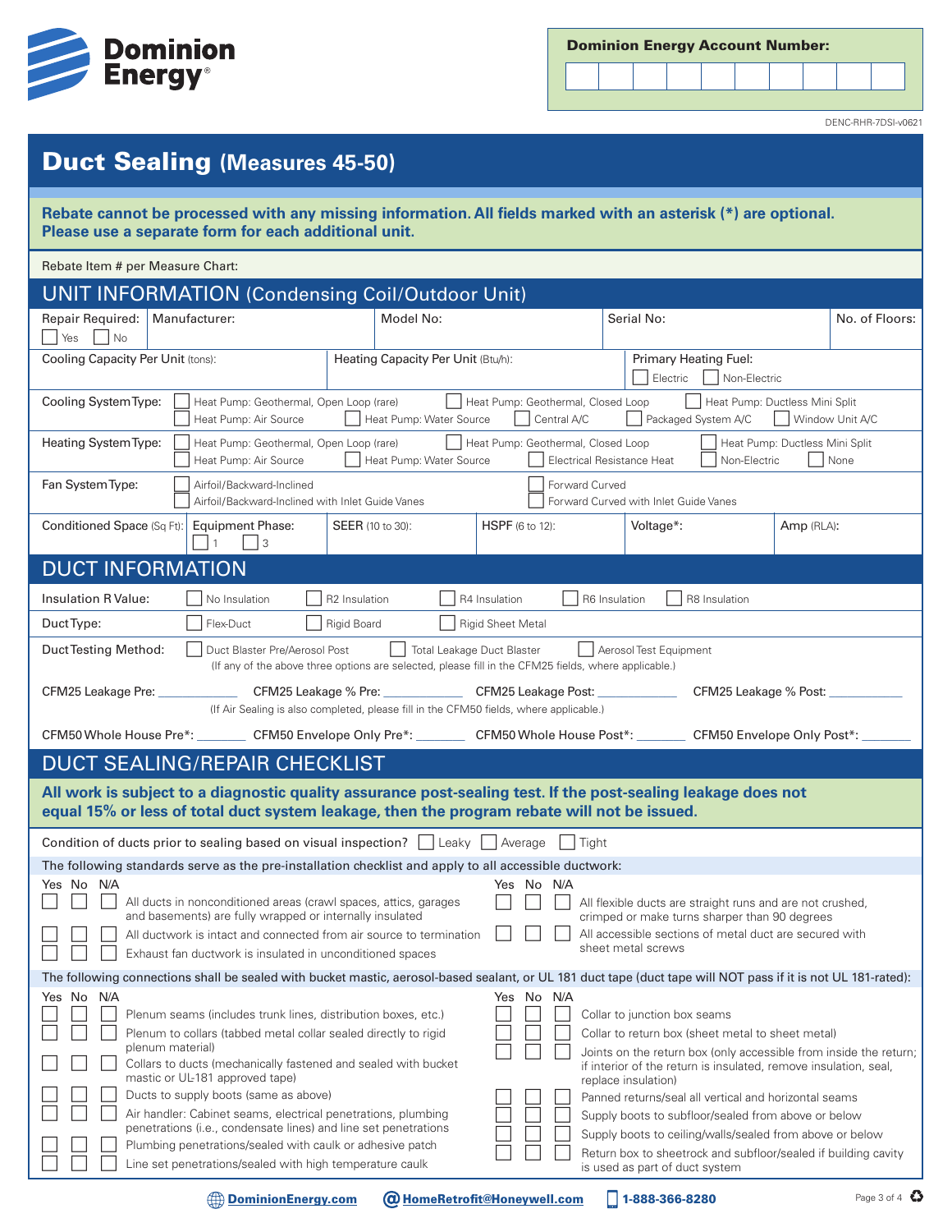Dominion Energy

**Dominion Energy Account Number:**

| | | | | | | | | | |
|---|---|---|---|---|---|---|---|---|---|
| | | | | | | | | | |

DENC-RHR-7DSI-v0621

# Duct Sealing (Measures 45-50)

**Rebate cannot be processed with any missing information. All fields marked with an asterisk (*) are optional. Please use a separate form for each additional unit.**

Rebate Item # per Measure Chart:

## UNIT INFORMATION (Condensing Coil/Outdoor Unit)

| Repair Required: ☐ Yes ☐ No | Manufacturer: | Model No: | Serial No: | No. of Floors: |
|---|---|---|---|---|

| Cooling Capacity Per Unit (tons): | Heating Capacity Per Unit (Btu/h): | Primary Heating Fuel: ☐ Electric ☐ Non-Electric |
|---|---|---|

**Cooling System Type:** ☐ Heat Pump: Geothermal, Open Loop (rare) ☐ Heat Pump: Geothermal, Closed Loop ☐ Heat Pump: Ductless Mini Split ☐ Heat Pump: Air Source ☐ Heat Pump: Water Source ☐ Central A/C ☐ Packaged System A/C ☐ Window Unit A/C

**Heating System Type:** ☐ Heat Pump: Geothermal, Open Loop (rare) ☐ Heat Pump: Geothermal, Closed Loop ☐ Heat Pump: Ductless Mini Split ☐ Heat Pump: Air Source ☐ Heat Pump: Water Source ☐ Electrical Resistance Heat ☐ Non-Electric ☐ None

**Fan System Type:** ☐ Airfoil/Backward-Inclined ☐ Airfoil/Backward-Inclined with Inlet Guide Vanes ☐ Forward Curved ☐ Forward Curved with Inlet Guide Vanes

| Conditioned Space (Sq Ft): | Equipment Phase: ☐ 1 ☐ 3 | SEER (10 to 30): | HSPF (6 to 12): | Voltage*: | Amp (RLA): |
|---|---|---|---|---|---|

## DUCT INFORMATION

**Insulation R Value:** ☐ No Insulation ☐ R2 Insulation ☐ R4 Insulation ☐ R6 Insulation ☐ R8 Insulation

**Duct Type:** ☐ Flex-Duct ☐ Rigid Board ☐ Rigid Sheet Metal

**Duct Testing Method:** ☐ Duct Blaster Pre/Aerosol Post ☐ Total Leakage Duct Blaster ☐ Aerosol Test Equipment
(If any of the above three options are selected, please fill in the CFM25 fields, where applicable.)

CFM25 Leakage Pre: ____________ CFM25 Leakage % Pre: ____________ CFM25 Leakage Post: ____________ CFM25 Leakage % Post: ____________
(If Air Sealing is also completed, please fill in the CFM50 fields, where applicable.)

CFM50 Whole House Pre*: _______ CFM50 Envelope Only Pre*: _______ CFM50 Whole House Post*: _______ CFM50 Envelope Only Post*: _______

## DUCT SEALING/REPAIR CHECKLIST

**All work is subject to a diagnostic quality assurance post-sealing test. If the post-sealing leakage does not equal 15% or less of total duct system leakage, then the program rebate will not be issued.**

Condition of ducts prior to sealing based on visual inspection? ☐ Leaky ☐ Average ☐ Tight

The following standards serve as the pre-installation checklist and apply to all accessible ductwork:

| Yes | No | N/A | |
|---|---|---|---|
| ☐ | ☐ | ☐ | All ducts in nonconditioned areas (crawl spaces, attics, garages and basements) are fully wrapped or internally insulated |
| ☐ | ☐ | ☐ | All ductwork is intact and connected from air source to termination |
| ☐ | ☐ | ☐ | Exhaust fan ductwork is insulated in unconditioned spaces |
| ☐ | ☐ | ☐ | All flexible ducts are straight runs and are not crushed, crimped or make turns sharper than 90 degrees |
| ☐ | ☐ | ☐ | All accessible sections of metal duct are secured with sheet metal screws |

The following connections shall be sealed with bucket mastic, aerosol-based sealant, or UL 181 duct tape (duct tape will NOT pass if it is not UL 181-rated):

| Yes | No | N/A | |
|---|---|---|---|
| ☐ | ☐ | ☐ | Plenum seams (includes trunk lines, distribution boxes, etc.) |
| ☐ | ☐ | ☐ | Plenum to collars (tabbed metal collar sealed directly to rigid plenum material) |
| ☐ | ☐ | ☐ | Collars to ducts (mechanically fastened and sealed with bucket mastic or UL-181 approved tape) |
| ☐ | ☐ | ☐ | Ducts to supply boots (same as above) |
| ☐ | ☐ | ☐ | Air handler: Cabinet seams, electrical penetrations, plumbing penetrations (i.e., condensate lines) and line set penetrations |
| ☐ | ☐ | ☐ | Plumbing penetrations/sealed with caulk or adhesive patch |
| ☐ | ☐ | ☐ | Line set penetrations/sealed with high temperature caulk |
| ☐ | ☐ | ☐ | Collar to junction box seams |
| ☐ | ☐ | ☐ | Collar to return box (sheet metal to sheet metal) |
| ☐ | ☐ | ☐ | Joints on the return box (only accessible from inside the return; if interior of the return is insulated, remove insulation, seal, replace insulation) |
| ☐ | ☐ | ☐ | Panned returns/seal all vertical and horizontal seams |
| ☐ | ☐ | ☐ | Supply boots to subfloor/sealed from above or below |
| ☐ | ☐ | ☐ | Supply boots to ceiling/walls/sealed from above or below |
| ☐ | ☐ | ☐ | Return box to sheetrock and subfloor/sealed if building cavity is used as part of duct system |

DominionEnergy.com | HomeRetrofit@Honeywell.com | 1-888-366-8280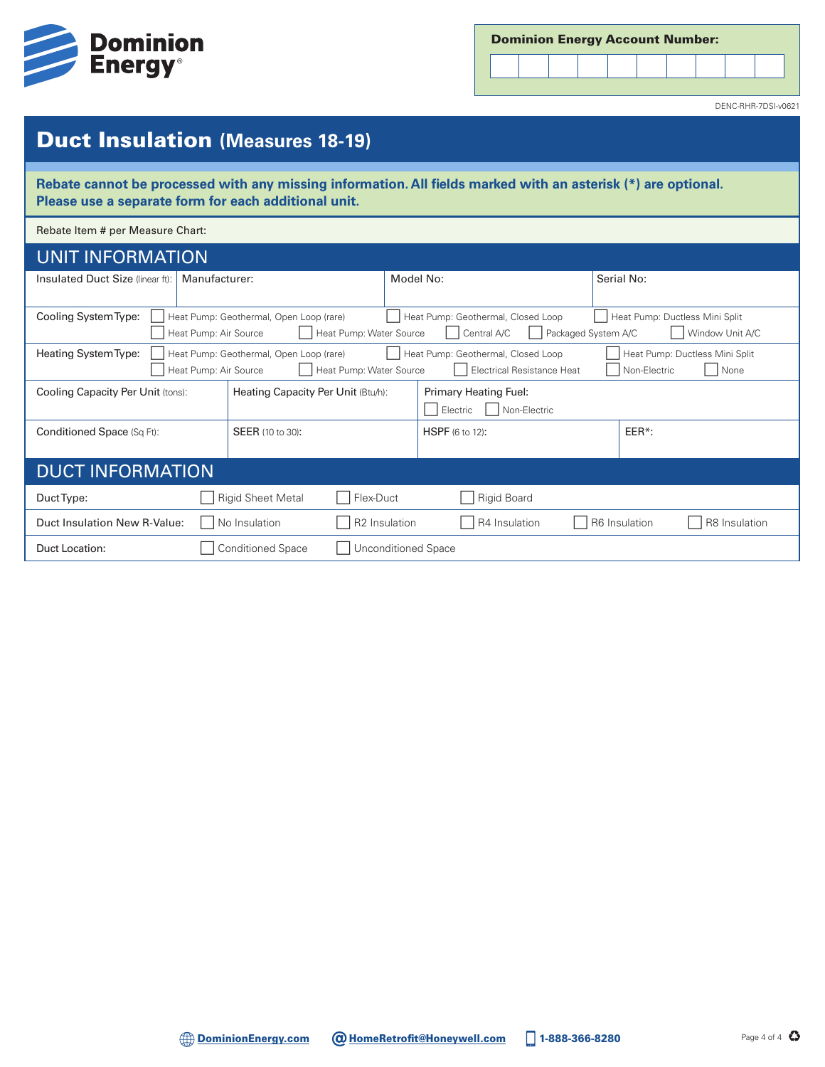Dominion Energy

**Dominion Energy Account Number:**

| | | | | | | | | | |
|---|---|---|---|---|---|---|---|---|---|
| | | | | | | | | | |

DENC-RHR-7DSI-v0621

# Duct Insulation (Measures 18-19)

**Rebate cannot be processed with any missing information. All fields marked with an asterisk (*) are optional. Please use a separate form for each additional unit.**

Rebate Item # per Measure Chart:

## UNIT INFORMATION

| Insulated Duct Size (linear ft): | Manufacturer: | Model No: | Serial No: |
|---|---|---|---|
| | | | |

**Cooling System Type:** ☐ Heat Pump: Geothermal, Open Loop (rare) ☐ Heat Pump: Geothermal, Closed Loop ☐ Heat Pump: Ductless Mini Split ☐ Heat Pump: Air Source ☐ Heat Pump: Water Source ☐ Central A/C ☐ Packaged System A/C ☐ Window Unit A/C

**Heating System Type:** ☐ Heat Pump: Geothermal, Open Loop (rare) ☐ Heat Pump: Geothermal, Closed Loop ☐ Heat Pump: Ductless Mini Split ☐ Heat Pump: Air Source ☐ Heat Pump: Water Source ☐ Electrical Resistance Heat ☐ Non-Electric ☐ None

| Cooling Capacity Per Unit (tons): | Heating Capacity Per Unit (Btu/h): | Primary Heating Fuel: ☐ Electric ☐ Non-Electric | |
|---|---|---|---|
| Conditioned Space (Sq Ft): | SEER (10 to 30): | HSPF (6 to 12): | EER*: |

## DUCT INFORMATION

**Duct Type:** ☐ Rigid Sheet Metal ☐ Flex-Duct ☐ Rigid Board

**Duct Insulation New R-Value:** ☐ No Insulation ☐ R2 Insulation ☐ R4 Insulation ☐ R6 Insulation ☐ R8 Insulation

**Duct Location:** ☐ Conditioned Space ☐ Unconditioned Space

DominionEnergy.com | HomeRetrofit@Honeywell.com | 1-888-366-8280